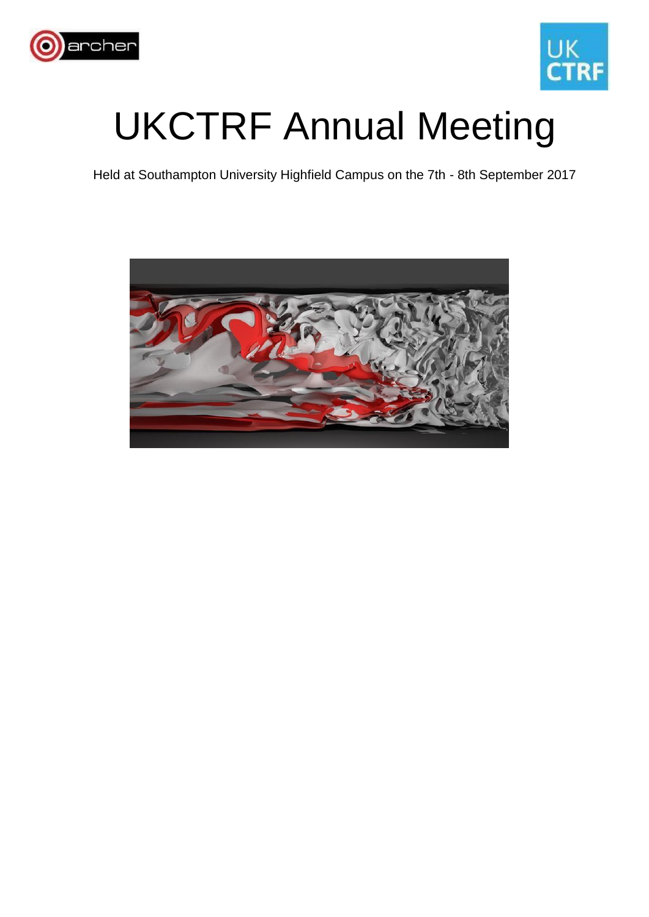# UKCTRF Annual Meeting

Held at Southampton University Highfield Campus on the 7th - 8th September 2017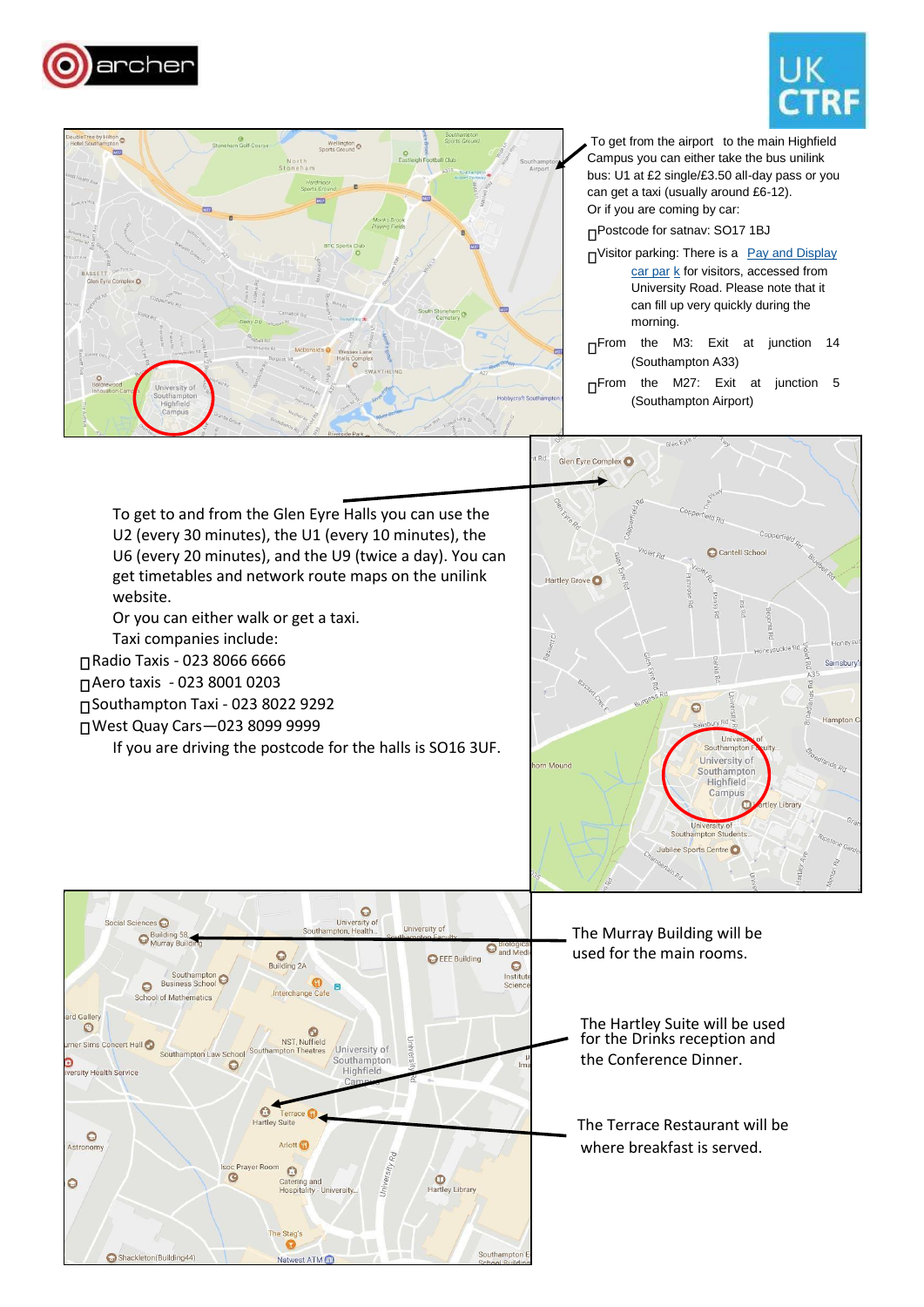To get from the airport to the main Highfield Campus you can either take the bus unilink bus: U1 at £2 single/£3.50 all-day pass or you can get a taxi (usually around £6-12).

Or if you are coming by car:

- Postcode for satnav: SO17 1BJ
- Visitor parking: There is a Pay and Display car par k for visitors, accessed from University Road. Please note that it can fill up very quickly during the morning.
- From the M3: Exit at junction 14 (Southampton A33)
- From the M27: Exit at junction 5 (Southampton Airport)

To get to and from the Glen Eyre Halls you can use the U2 (every 30 minutes), the U1 (every 10 minutes), the U6 (every 20 minutes), and the U9 (twice a day). You can get timetables and network route maps on the unilink website.

Or you can either walk or get a taxi.

Taxi companies include:

- Radio Taxis - 023 8066 6666
- Aero taxis - 023 8001 0203
- Southampton Taxi - 023 8022 9292
- West Quay Cars—023 8099 9999

If you are driving the postcode for the halls is SO16 3UF.

The Murray Building will be used for the main rooms.

The Hartley Suite will be used for the Drinks reception and the Conference Dinner.

The Terrace Restaurant will be where breakfast is served.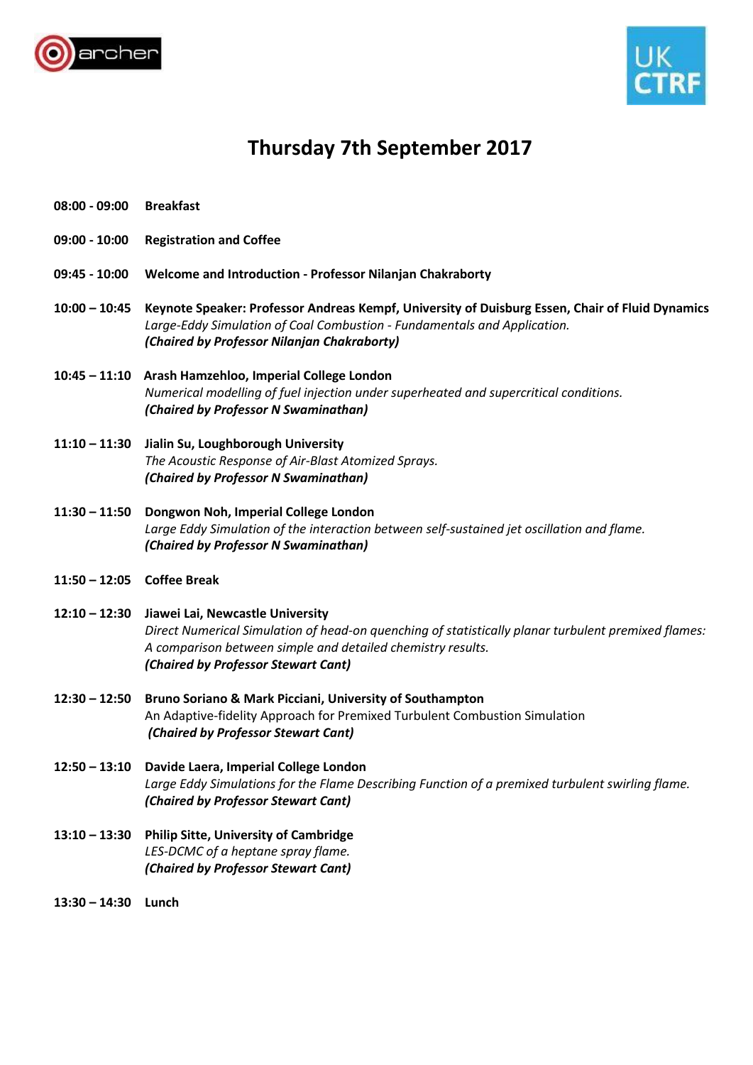# Thursday 7th September 2017

**08:00 - 09:00** **Breakfast**

**09:00 - 10:00** **Registration and Coffee**

**09:45 - 10:00** **Welcome and Introduction - Professor Nilanjan Chakraborty**

**10:00 – 10:45** **Keynote Speaker: Professor Andreas Kempf, University of Duisburg Essen, Chair of Fluid Dynamics**
*Large-Eddy Simulation of Coal Combustion - Fundamentals and Application.*
***(Chaired by Professor Nilanjan Chakraborty)***

**10:45 – 11:10** **Arash Hamzehloo, Imperial College London**
*Numerical modelling of fuel injection under superheated and supercritical conditions.*
***(Chaired by Professor N Swaminathan)***

**11:10 – 11:30** **Jialin Su, Loughborough University**
*The Acoustic Response of Air-Blast Atomized Sprays.*
***(Chaired by Professor N Swaminathan)***

**11:30 – 11:50** **Dongwon Noh, Imperial College London**
*Large Eddy Simulation of the interaction between self-sustained jet oscillation and flame.*
***(Chaired by Professor N Swaminathan)***

**11:50 – 12:05** **Coffee Break**

**12:10 – 12:30** **Jiawei Lai, Newcastle University**
*Direct Numerical Simulation of head-on quenching of statistically planar turbulent premixed flames: A comparison between simple and detailed chemistry results.*
***(Chaired by Professor Stewart Cant)***

**12:30 – 12:50** **Bruno Soriano & Mark Picciani, University of Southampton**
An Adaptive-fidelity Approach for Premixed Turbulent Combustion Simulation
***(Chaired by Professor Stewart Cant)***

**12:50 – 13:10** **Davide Laera, Imperial College London**
*Large Eddy Simulations for the Flame Describing Function of a premixed turbulent swirling flame.*
***(Chaired by Professor Stewart Cant)***

**13:10 – 13:30** **Philip Sitte, University of Cambridge**
*LES-DCMC of a heptane spray flame.*
***(Chaired by Professor Stewart Cant)***

**13:30 – 14:30** **Lunch**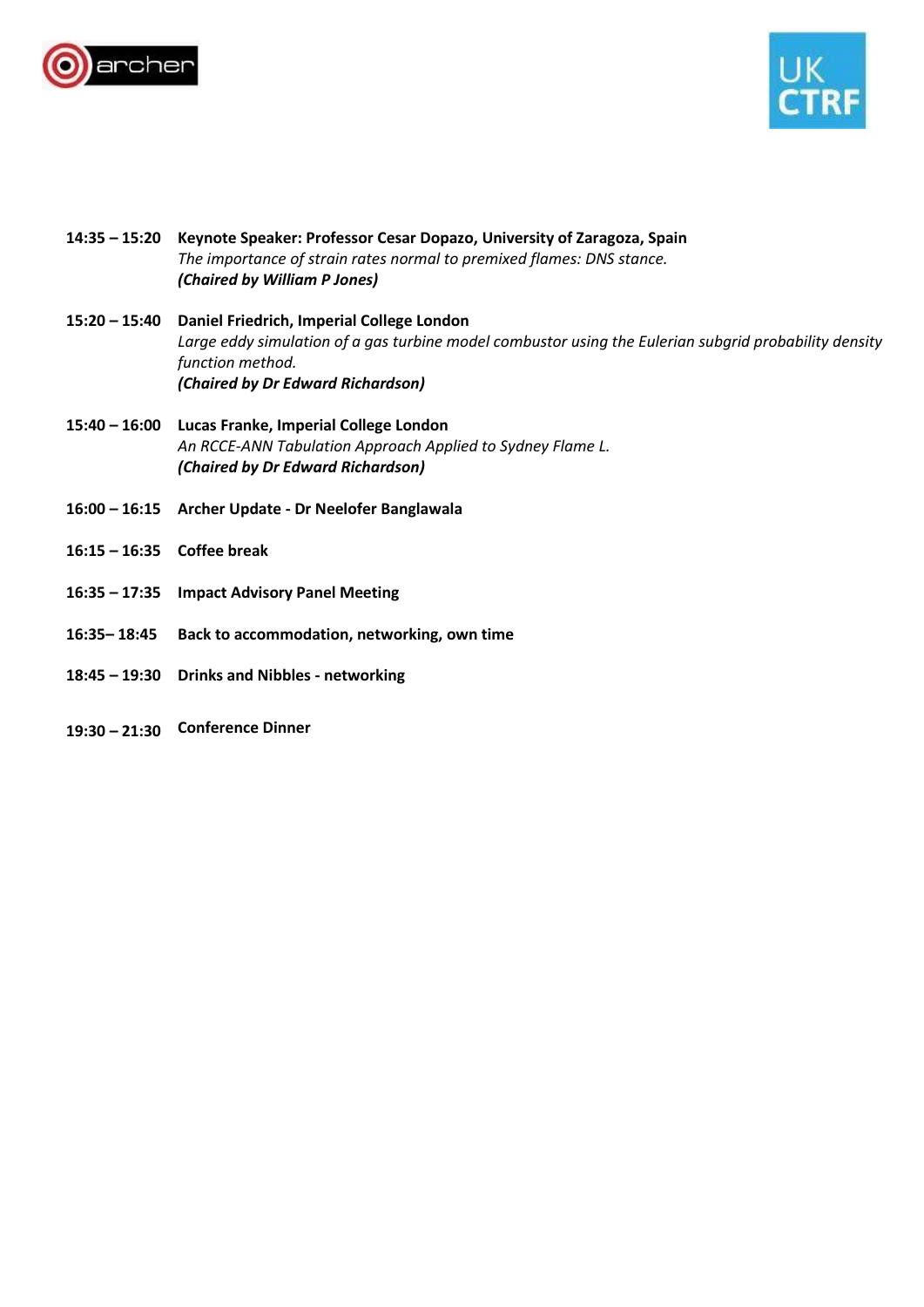**14:35 – 15:20** **Keynote Speaker: Professor Cesar Dopazo, University of Zaragoza, Spain**
*The importance of strain rates normal to premixed flames: DNS stance.*
***(Chaired by William P Jones)***

**15:20 – 15:40** **Daniel Friedrich, Imperial College London**
*Large eddy simulation of a gas turbine model combustor using the Eulerian subgrid probability density function method.*
***(Chaired by Dr Edward Richardson)***

**15:40 – 16:00** **Lucas Franke, Imperial College London**
*An RCCE-ANN Tabulation Approach Applied to Sydney Flame L.*
***(Chaired by Dr Edward Richardson)***

**16:00 – 16:15** **Archer Update - Dr Neelofer Banglawala**

**16:15 – 16:35** **Coffee break**

**16:35 – 17:35** **Impact Advisory Panel Meeting**

**16:35– 18:45** **Back to accommodation, networking, own time**

**18:45 – 19:30** **Drinks and Nibbles - networking**

**19:30 – 21:30** **Conference Dinner**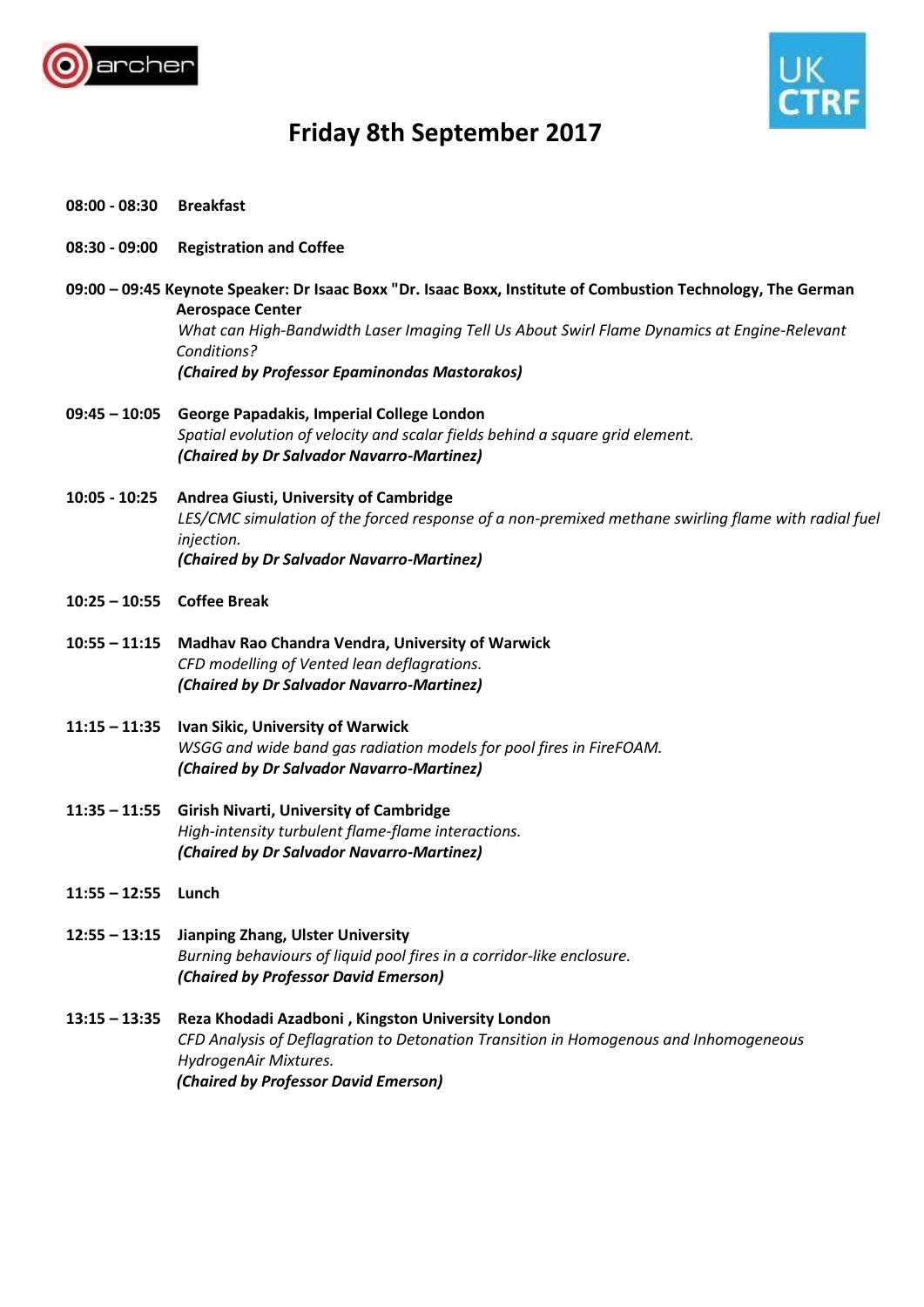# Friday 8th September 2017

**08:00 - 08:30** **Breakfast**

**08:30 - 09:00** **Registration and Coffee**

**09:00 – 09:45 Keynote Speaker: Dr Isaac Boxx "Dr. Isaac Boxx, Institute of Combustion Technology, The German Aerospace Center**
*What can High-Bandwidth Laser Imaging Tell Us About Swirl Flame Dynamics at Engine-Relevant Conditions?*
***(Chaired by Professor Epaminondas Mastorakos)***

**09:45 – 10:05** **George Papadakis, Imperial College London**
*Spatial evolution of velocity and scalar fields behind a square grid element.*
***(Chaired by Dr Salvador Navarro-Martinez)***

**10:05 - 10:25** **Andrea Giusti, University of Cambridge**
*LES/CMC simulation of the forced response of a non-premixed methane swirling flame with radial fuel injection.*
***(Chaired by Dr Salvador Navarro-Martinez)***

**10:25 – 10:55** **Coffee Break**

**10:55 – 11:15** **Madhav Rao Chandra Vendra, University of Warwick**
*CFD modelling of Vented lean deflagrations.*
***(Chaired by Dr Salvador Navarro-Martinez)***

**11:15 – 11:35** **Ivan Sikic, University of Warwick**
*WSGG and wide band gas radiation models for pool fires in FireFOAM.*
***(Chaired by Dr Salvador Navarro-Martinez)***

**11:35 – 11:55** **Girish Nivarti, University of Cambridge**
*High-intensity turbulent flame-flame interactions.*
***(Chaired by Dr Salvador Navarro-Martinez)***

**11:55 – 12:55** **Lunch**

**12:55 – 13:15** **Jianping Zhang, Ulster University**
*Burning behaviours of liquid pool fires in a corridor-like enclosure.*
***(Chaired by Professor David Emerson)***

**13:15 – 13:35** **Reza Khodadi Azadboni , Kingston University London**
*CFD Analysis of Deflagration to Detonation Transition in Homogenous and Inhomogeneous HydrogenAir Mixtures.*
***(Chaired by Professor David Emerson)***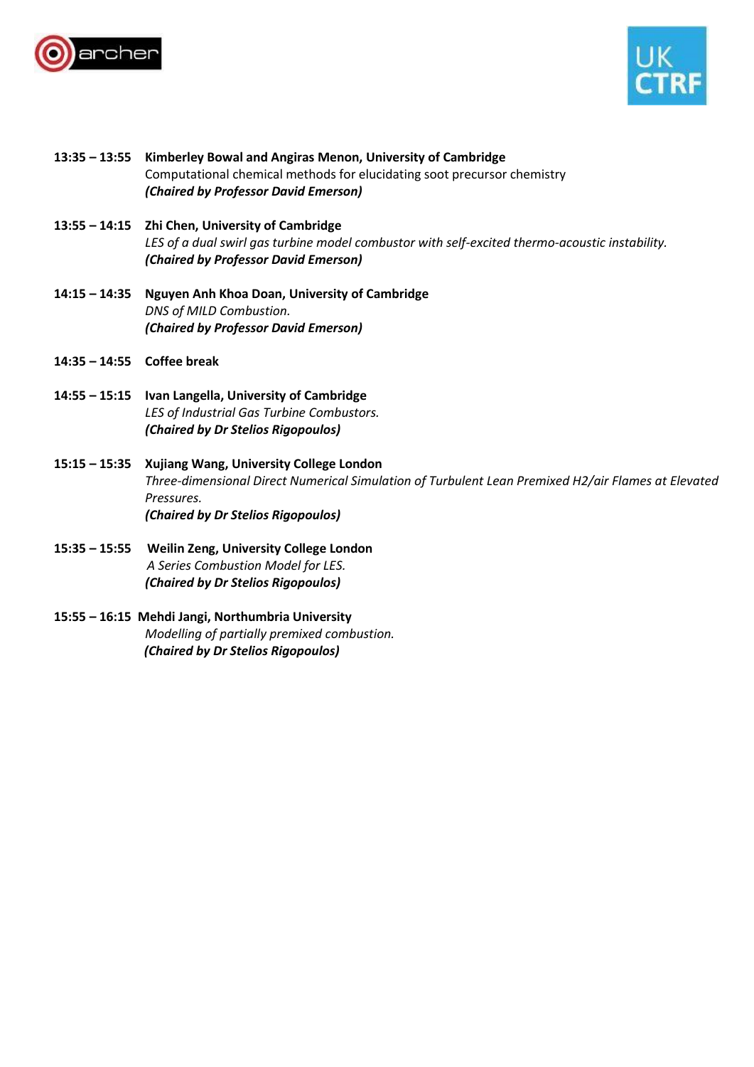**13:35 – 13:55** **Kimberley Bowal and Angiras Menon, University of Cambridge**
Computational chemical methods for elucidating soot precursor chemistry
***(Chaired by Professor David Emerson)***

**13:55 – 14:15** **Zhi Chen, University of Cambridge**
*LES of a dual swirl gas turbine model combustor with self-excited thermo-acoustic instability.*
***(Chaired by Professor David Emerson)***

**14:15 – 14:35** **Nguyen Anh Khoa Doan, University of Cambridge**
*DNS of MILD Combustion.*
***(Chaired by Professor David Emerson)***

**14:35 – 14:55** **Coffee break**

**14:55 – 15:15** **Ivan Langella, University of Cambridge**
*LES of Industrial Gas Turbine Combustors.*
***(Chaired by Dr Stelios Rigopoulos)***

**15:15 – 15:35** **Xujiang Wang, University College London**
*Three-dimensional Direct Numerical Simulation of Turbulent Lean Premixed H2/air Flames at Elevated Pressures.*
***(Chaired by Dr Stelios Rigopoulos)***

**15:35 – 15:55** **Weilin Zeng, University College London**
*A Series Combustion Model for LES.*
***(Chaired by Dr Stelios Rigopoulos)***

**15:55 – 16:15** **Mehdi Jangi, Northumbria University**
*Modelling of partially premixed combustion.*
***(Chaired by Dr Stelios Rigopoulos)***